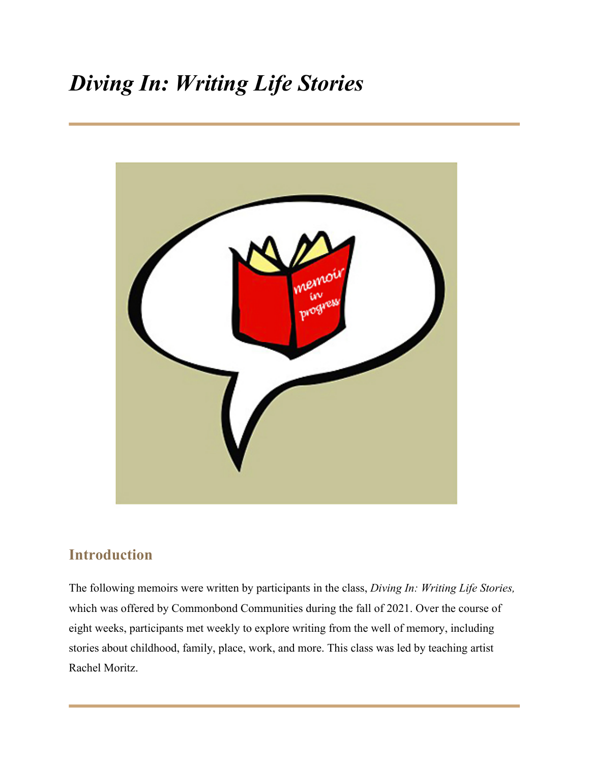# *Diving In: Writing Life Stories*

## Introduction

The following memoirs were written by participants in the class, *Diving In: Writing Life Stories,* which was offered by Commonbond Communities during the fall of 2021. Over the course of eight weeks, participants met weekly to explore writing from the well of memory, including stories about childhood, family, place, work, and more. This class was led by teaching artist Rachel Moritz.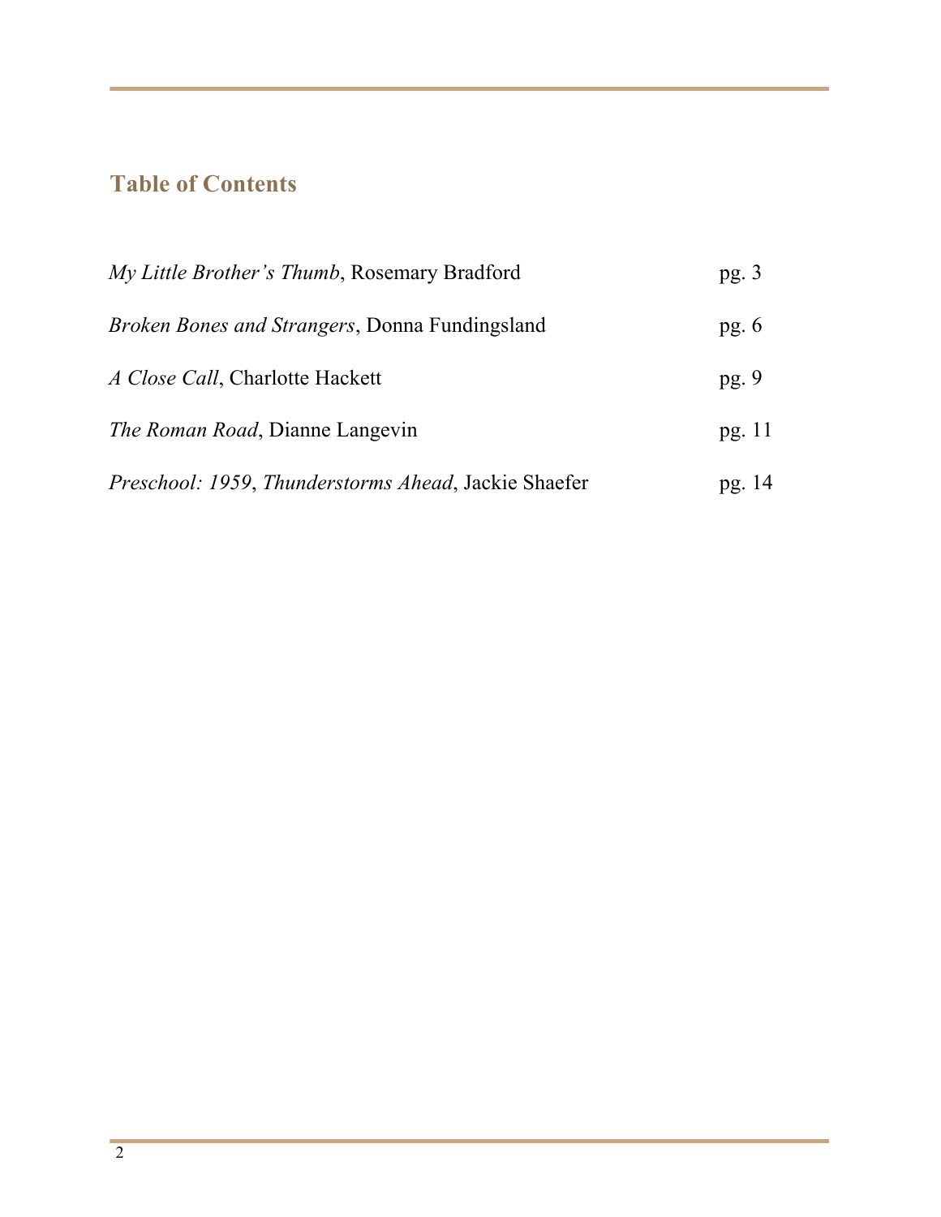## Table of Contents

| | |
|---|---|
| *My Little Brother's Thumb*, Rosemary Bradford | pg. 3 |
| *Broken Bones and Strangers*, Donna Fundingsland | pg. 6 |
| *A Close Call*, Charlotte Hackett | pg. 9 |
| *The Roman Road*, Dianne Langevin | pg. 11 |
| *Preschool: 1959*, *Thunderstorms Ahead*, Jackie Shaefer | pg. 14 |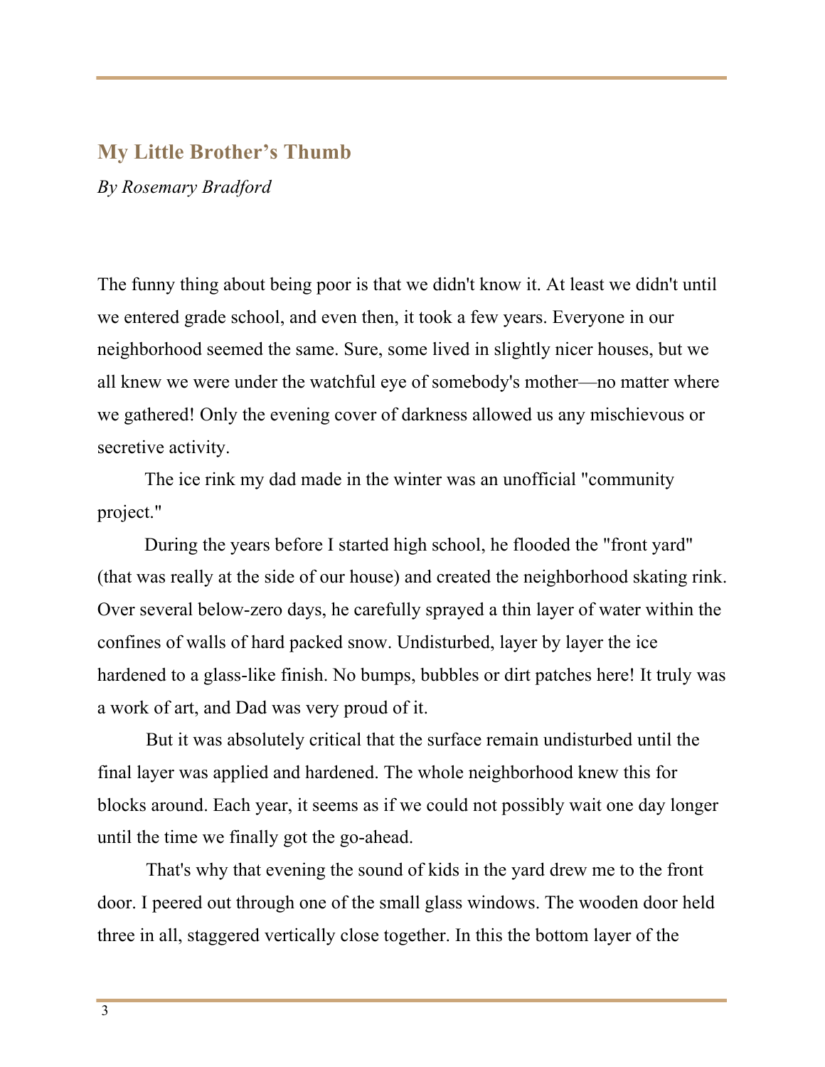## My Little Brother's Thumb

*By Rosemary Bradford*

The funny thing about being poor is that we didn't know it. At least we didn't until we entered grade school, and even then, it took a few years. Everyone in our neighborhood seemed the same. Sure, some lived in slightly nicer houses, but we all knew we were under the watchful eye of somebody's mother—no matter where we gathered! Only the evening cover of darkness allowed us any mischievous or secretive activity.

The ice rink my dad made in the winter was an unofficial "community project."

During the years before I started high school, he flooded the "front yard" (that was really at the side of our house) and created the neighborhood skating rink. Over several below-zero days, he carefully sprayed a thin layer of water within the confines of walls of hard packed snow. Undisturbed, layer by layer the ice hardened to a glass-like finish. No bumps, bubbles or dirt patches here! It truly was a work of art, and Dad was very proud of it.

But it was absolutely critical that the surface remain undisturbed until the final layer was applied and hardened. The whole neighborhood knew this for blocks around. Each year, it seems as if we could not possibly wait one day longer until the time we finally got the go-ahead.

That's why that evening the sound of kids in the yard drew me to the front door. I peered out through one of the small glass windows. The wooden door held three in all, staggered vertically close together. In this the bottom layer of the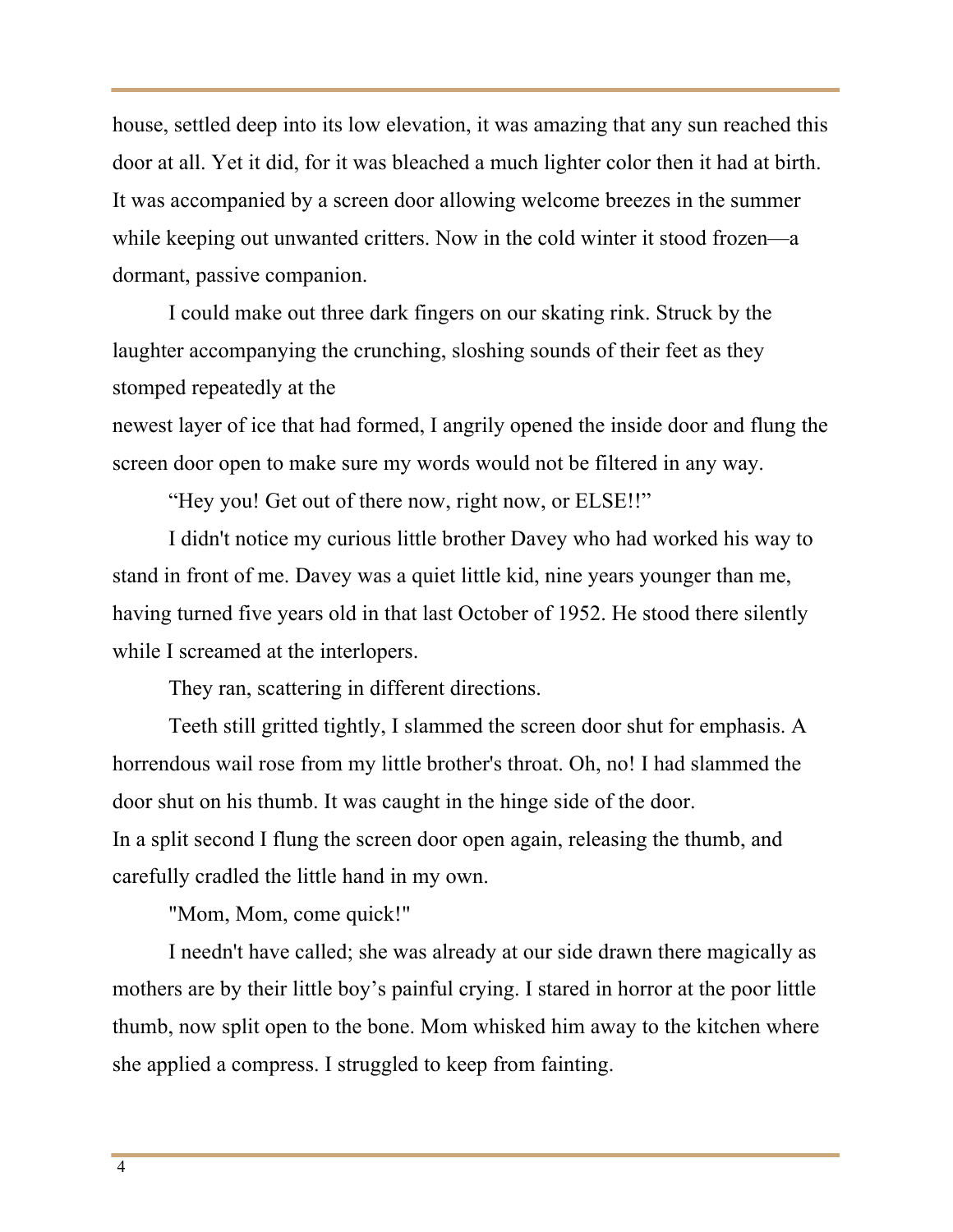house, settled deep into its low elevation, it was amazing that any sun reached this door at all. Yet it did, for it was bleached a much lighter color then it had at birth. It was accompanied by a screen door allowing welcome breezes in the summer while keeping out unwanted critters. Now in the cold winter it stood frozen—a dormant, passive companion.

I could make out three dark fingers on our skating rink. Struck by the laughter accompanying the crunching, sloshing sounds of their feet as they stomped repeatedly at the newest layer of ice that had formed, I angrily opened the inside door and flung the screen door open to make sure my words would not be filtered in any way.

"Hey you! Get out of there now, right now, or ELSE!!"

I didn't notice my curious little brother Davey who had worked his way to stand in front of me. Davey was a quiet little kid, nine years younger than me, having turned five years old in that last October of 1952. He stood there silently while I screamed at the interlopers.

They ran, scattering in different directions.

Teeth still gritted tightly, I slammed the screen door shut for emphasis. A horrendous wail rose from my little brother's throat. Oh, no! I had slammed the door shut on his thumb. It was caught in the hinge side of the door. In a split second I flung the screen door open again, releasing the thumb, and carefully cradled the little hand in my own.

"Mom, Mom, come quick!"

I needn't have called; she was already at our side drawn there magically as mothers are by their little boy's painful crying. I stared in horror at the poor little thumb, now split open to the bone. Mom whisked him away to the kitchen where she applied a compress. I struggled to keep from fainting.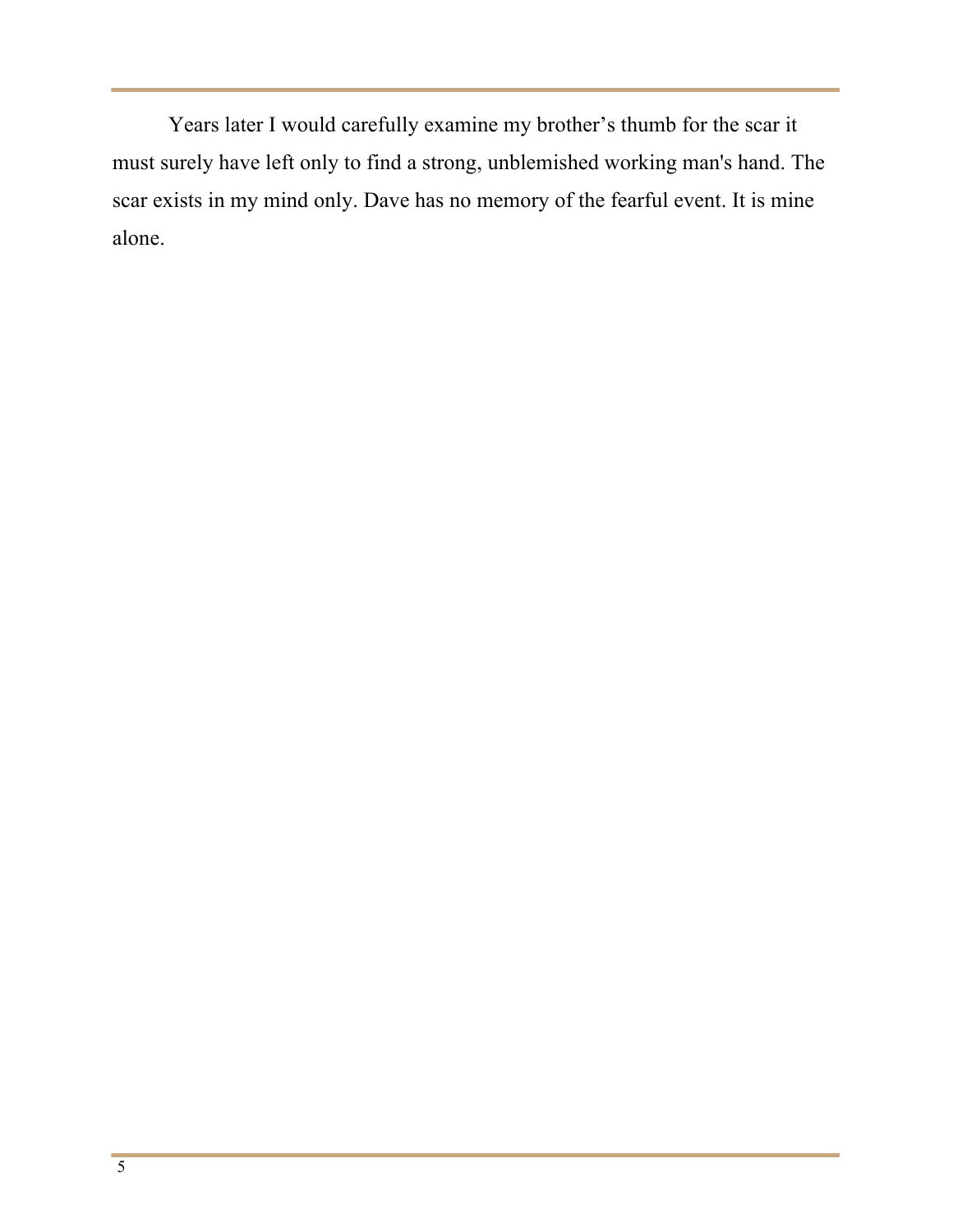Years later I would carefully examine my brother's thumb for the scar it must surely have left only to find a strong, unblemished working man's hand. The scar exists in my mind only. Dave has no memory of the fearful event. It is mine alone.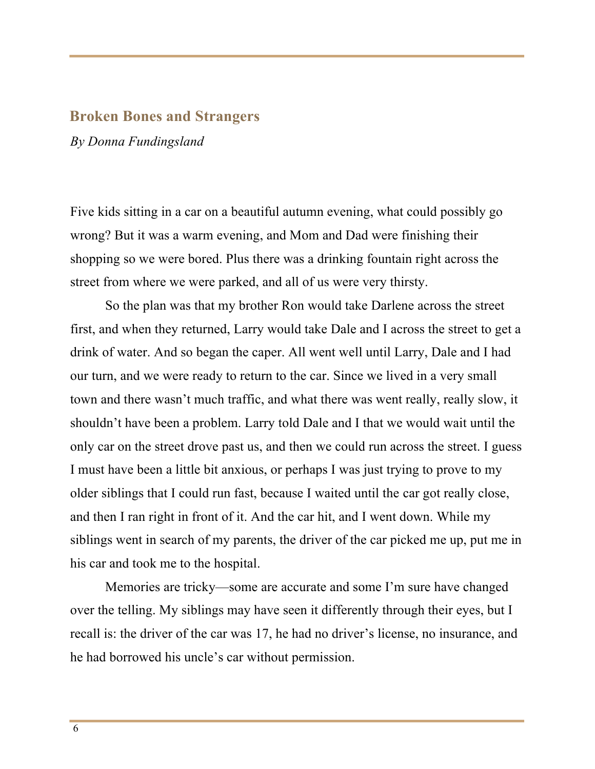## Broken Bones and Strangers

*By Donna Fundingsland*

Five kids sitting in a car on a beautiful autumn evening, what could possibly go wrong? But it was a warm evening, and Mom and Dad were finishing their shopping so we were bored. Plus there was a drinking fountain right across the street from where we were parked, and all of us were very thirsty.

So the plan was that my brother Ron would take Darlene across the street first, and when they returned, Larry would take Dale and I across the street to get a drink of water. And so began the caper. All went well until Larry, Dale and I had our turn, and we were ready to return to the car. Since we lived in a very small town and there wasn't much traffic, and what there was went really, really slow, it shouldn't have been a problem. Larry told Dale and I that we would wait until the only car on the street drove past us, and then we could run across the street. I guess I must have been a little bit anxious, or perhaps I was just trying to prove to my older siblings that I could run fast, because I waited until the car got really close, and then I ran right in front of it. And the car hit, and I went down. While my siblings went in search of my parents, the driver of the car picked me up, put me in his car and took me to the hospital.

Memories are tricky—some are accurate and some I'm sure have changed over the telling. My siblings may have seen it differently through their eyes, but I recall is: the driver of the car was 17, he had no driver's license, no insurance, and he had borrowed his uncle's car without permission.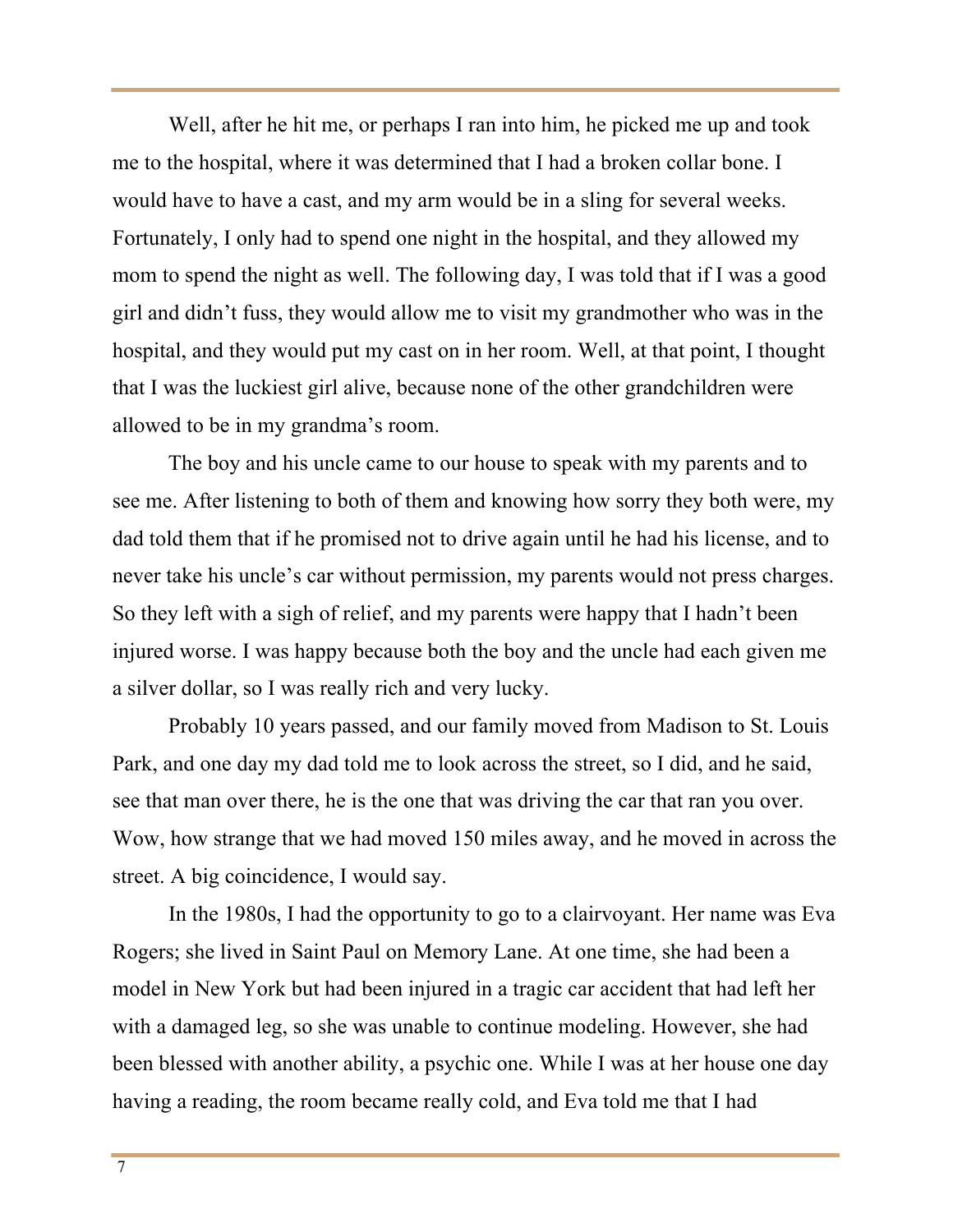Well, after he hit me, or perhaps I ran into him, he picked me up and took me to the hospital, where it was determined that I had a broken collar bone. I would have to have a cast, and my arm would be in a sling for several weeks. Fortunately, I only had to spend one night in the hospital, and they allowed my mom to spend the night as well. The following day, I was told that if I was a good girl and didn't fuss, they would allow me to visit my grandmother who was in the hospital, and they would put my cast on in her room. Well, at that point, I thought that I was the luckiest girl alive, because none of the other grandchildren were allowed to be in my grandma's room.

The boy and his uncle came to our house to speak with my parents and to see me. After listening to both of them and knowing how sorry they both were, my dad told them that if he promised not to drive again until he had his license, and to never take his uncle's car without permission, my parents would not press charges. So they left with a sigh of relief, and my parents were happy that I hadn't been injured worse. I was happy because both the boy and the uncle had each given me a silver dollar, so I was really rich and very lucky.

Probably 10 years passed, and our family moved from Madison to St. Louis Park, and one day my dad told me to look across the street, so I did, and he said, see that man over there, he is the one that was driving the car that ran you over. Wow, how strange that we had moved 150 miles away, and he moved in across the street. A big coincidence, I would say.

In the 1980s, I had the opportunity to go to a clairvoyant. Her name was Eva Rogers; she lived in Saint Paul on Memory Lane. At one time, she had been a model in New York but had been injured in a tragic car accident that had left her with a damaged leg, so she was unable to continue modeling. However, she had been blessed with another ability, a psychic one. While I was at her house one day having a reading, the room became really cold, and Eva told me that I had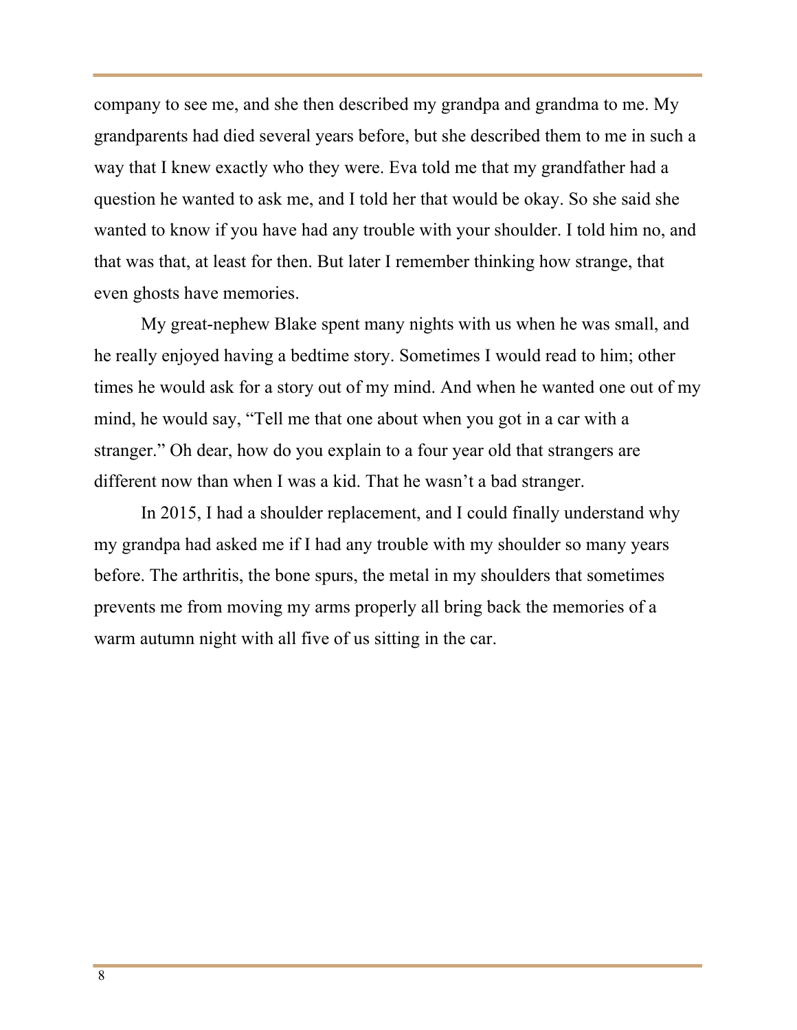company to see me, and she then described my grandpa and grandma to me. My grandparents had died several years before, but she described them to me in such a way that I knew exactly who they were. Eva told me that my grandfather had a question he wanted to ask me, and I told her that would be okay. So she said she wanted to know if you have had any trouble with your shoulder. I told him no, and that was that, at least for then. But later I remember thinking how strange, that even ghosts have memories.

My great-nephew Blake spent many nights with us when he was small, and he really enjoyed having a bedtime story. Sometimes I would read to him; other times he would ask for a story out of my mind. And when he wanted one out of my mind, he would say, "Tell me that one about when you got in a car with a stranger." Oh dear, how do you explain to a four year old that strangers are different now than when I was a kid. That he wasn't a bad stranger.

In 2015, I had a shoulder replacement, and I could finally understand why my grandpa had asked me if I had any trouble with my shoulder so many years before. The arthritis, the bone spurs, the metal in my shoulders that sometimes prevents me from moving my arms properly all bring back the memories of a warm autumn night with all five of us sitting in the car.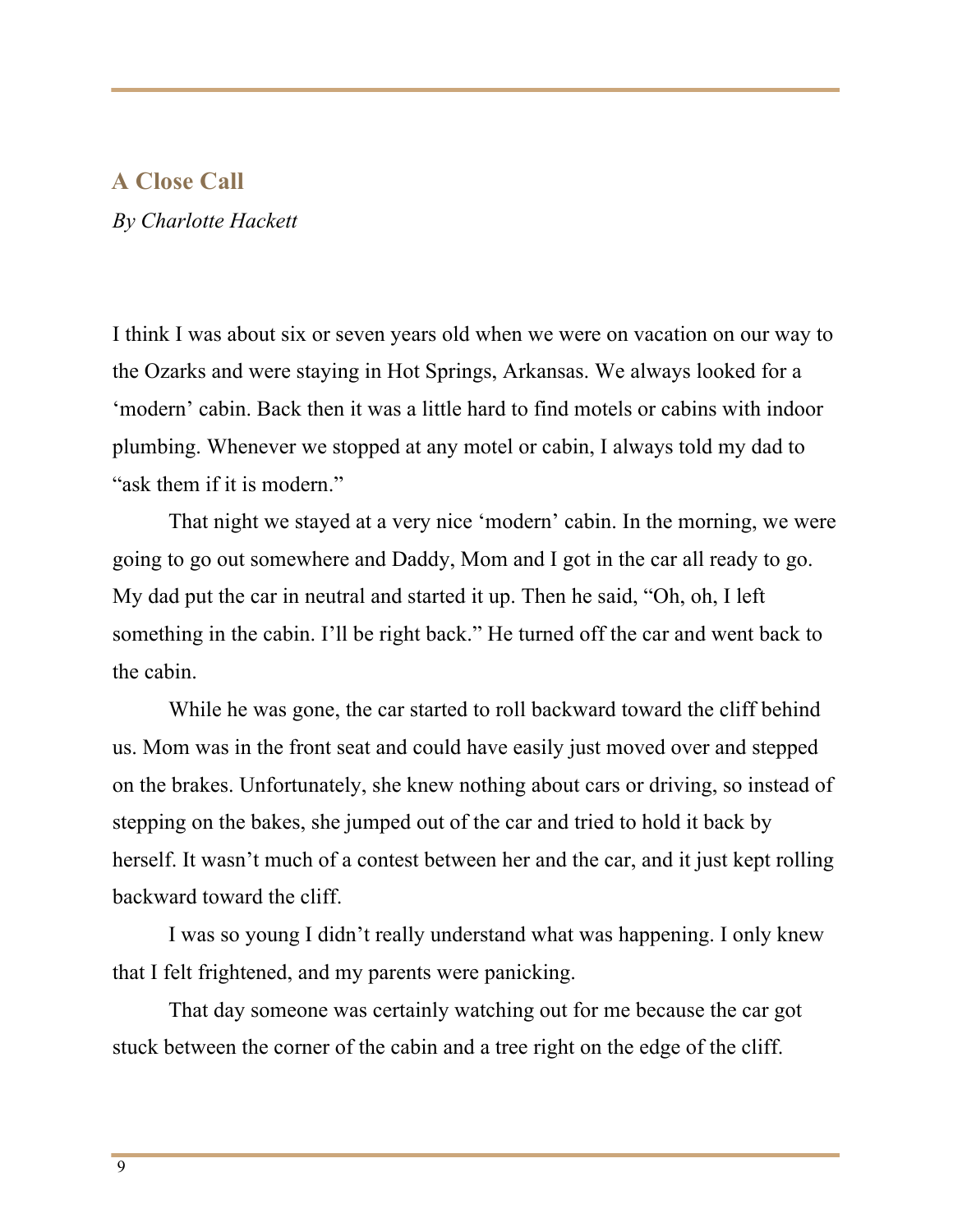## A Close Call

*By Charlotte Hackett*

I think I was about six or seven years old when we were on vacation on our way to the Ozarks and were staying in Hot Springs, Arkansas. We always looked for a 'modern' cabin. Back then it was a little hard to find motels or cabins with indoor plumbing. Whenever we stopped at any motel or cabin, I always told my dad to "ask them if it is modern."

That night we stayed at a very nice 'modern' cabin. In the morning, we were going to go out somewhere and Daddy, Mom and I got in the car all ready to go. My dad put the car in neutral and started it up. Then he said, "Oh, oh, I left something in the cabin. I'll be right back." He turned off the car and went back to the cabin.

While he was gone, the car started to roll backward toward the cliff behind us. Mom was in the front seat and could have easily just moved over and stepped on the brakes. Unfortunately, she knew nothing about cars or driving, so instead of stepping on the bakes, she jumped out of the car and tried to hold it back by herself. It wasn't much of a contest between her and the car, and it just kept rolling backward toward the cliff.

I was so young I didn't really understand what was happening. I only knew that I felt frightened, and my parents were panicking.

That day someone was certainly watching out for me because the car got stuck between the corner of the cabin and a tree right on the edge of the cliff.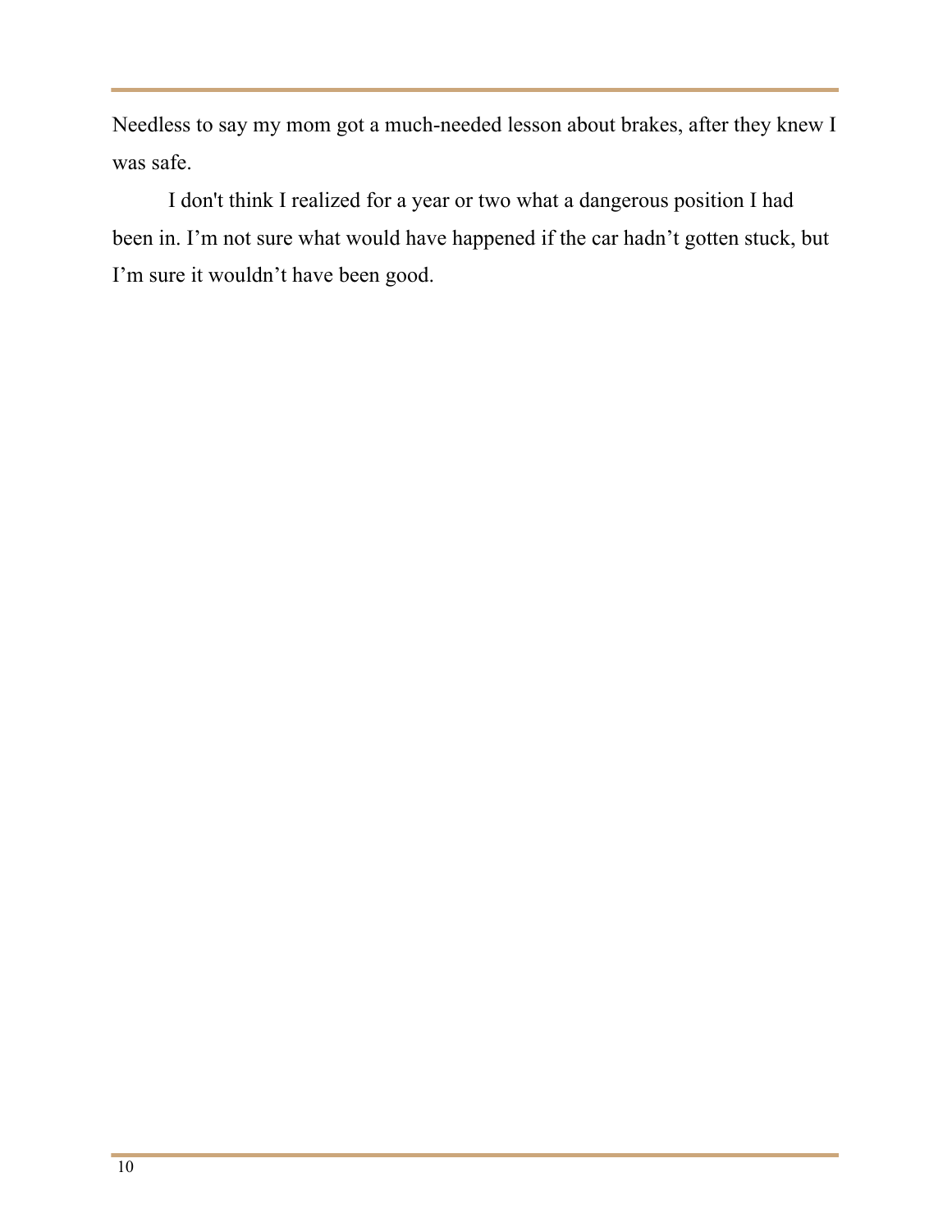Needless to say my mom got a much-needed lesson about brakes, after they knew I was safe.

I don't think I realized for a year or two what a dangerous position I had been in. I’m not sure what would have happened if the car hadn’t gotten stuck, but I’m sure it wouldn’t have been good.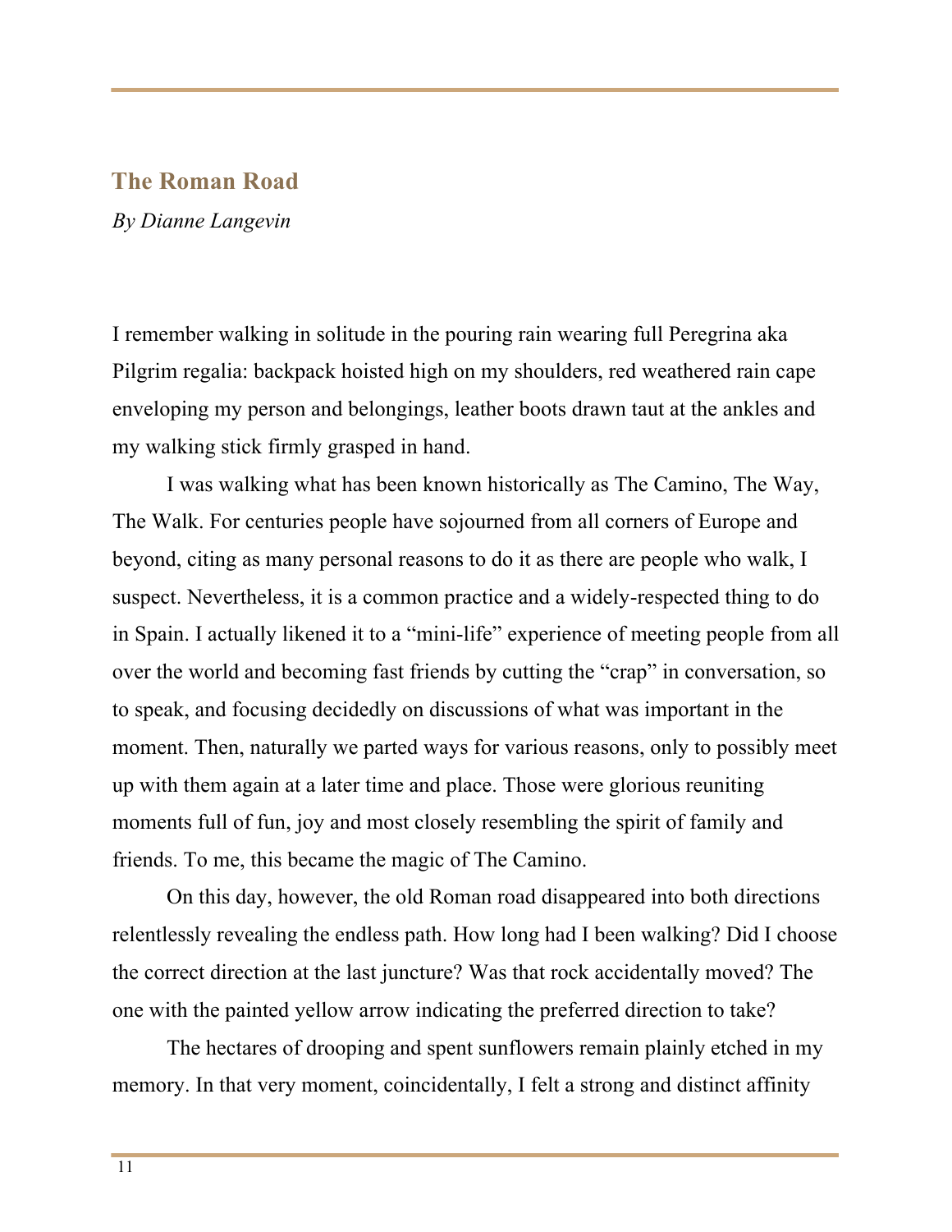## The Roman Road

*By Dianne Langevin*

I remember walking in solitude in the pouring rain wearing full Peregrina aka Pilgrim regalia: backpack hoisted high on my shoulders, red weathered rain cape enveloping my person and belongings, leather boots drawn taut at the ankles and my walking stick firmly grasped in hand.

I was walking what has been known historically as The Camino, The Way, The Walk. For centuries people have sojourned from all corners of Europe and beyond, citing as many personal reasons to do it as there are people who walk, I suspect. Nevertheless, it is a common practice and a widely-respected thing to do in Spain. I actually likened it to a "mini-life" experience of meeting people from all over the world and becoming fast friends by cutting the "crap" in conversation, so to speak, and focusing decidedly on discussions of what was important in the moment. Then, naturally we parted ways for various reasons, only to possibly meet up with them again at a later time and place. Those were glorious reuniting moments full of fun, joy and most closely resembling the spirit of family and friends. To me, this became the magic of The Camino.

On this day, however, the old Roman road disappeared into both directions relentlessly revealing the endless path. How long had I been walking? Did I choose the correct direction at the last juncture? Was that rock accidentally moved? The one with the painted yellow arrow indicating the preferred direction to take?

The hectares of drooping and spent sunflowers remain plainly etched in my memory. In that very moment, coincidentally, I felt a strong and distinct affinity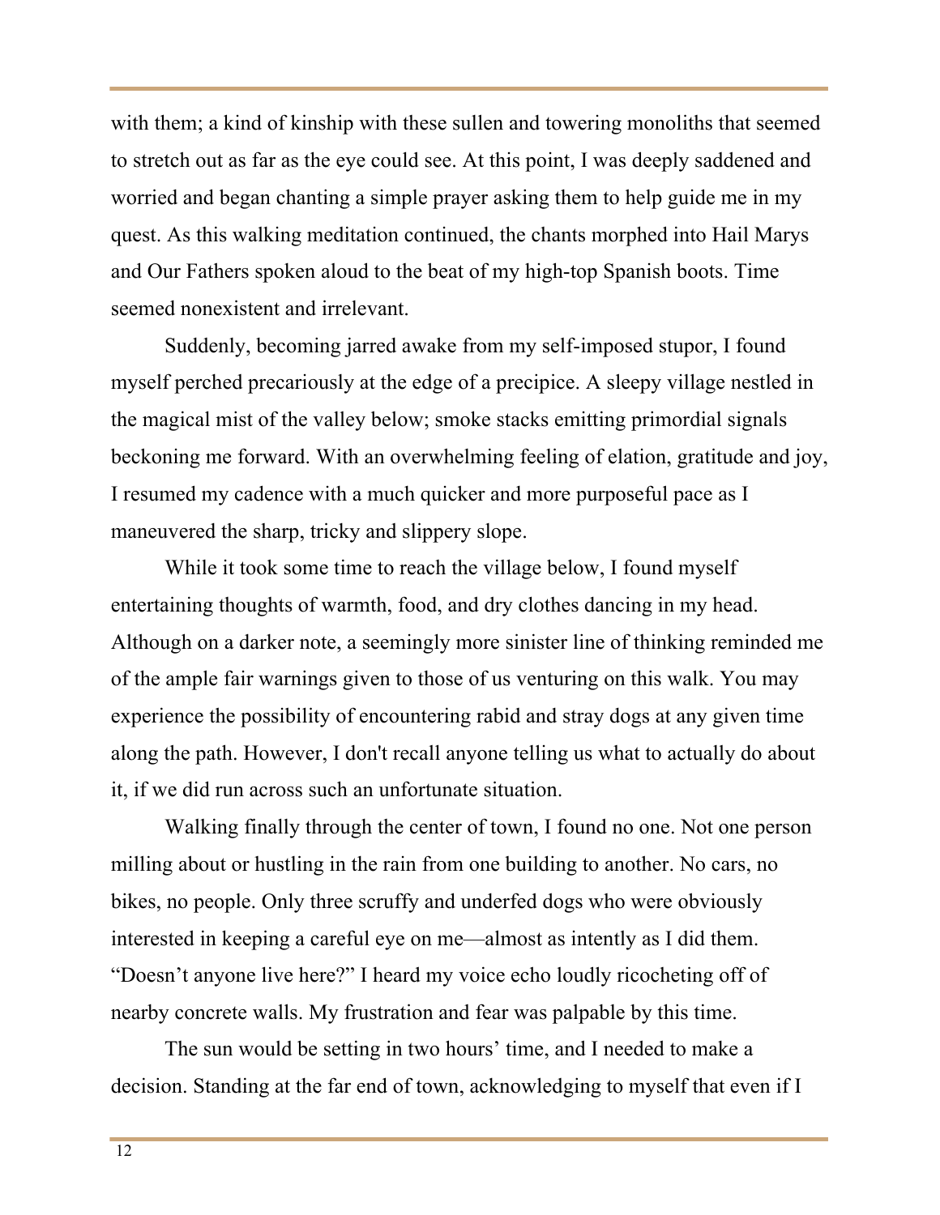with them; a kind of kinship with these sullen and towering monoliths that seemed to stretch out as far as the eye could see. At this point, I was deeply saddened and worried and began chanting a simple prayer asking them to help guide me in my quest. As this walking meditation continued, the chants morphed into Hail Marys and Our Fathers spoken aloud to the beat of my high-top Spanish boots. Time seemed nonexistent and irrelevant.

Suddenly, becoming jarred awake from my self-imposed stupor, I found myself perched precariously at the edge of a precipice. A sleepy village nestled in the magical mist of the valley below; smoke stacks emitting primordial signals beckoning me forward. With an overwhelming feeling of elation, gratitude and joy, I resumed my cadence with a much quicker and more purposeful pace as I maneuvered the sharp, tricky and slippery slope.

While it took some time to reach the village below, I found myself entertaining thoughts of warmth, food, and dry clothes dancing in my head. Although on a darker note, a seemingly more sinister line of thinking reminded me of the ample fair warnings given to those of us venturing on this walk. You may experience the possibility of encountering rabid and stray dogs at any given time along the path. However, I don't recall anyone telling us what to actually do about it, if we did run across such an unfortunate situation.

Walking finally through the center of town, I found no one. Not one person milling about or hustling in the rain from one building to another. No cars, no bikes, no people. Only three scruffy and underfed dogs who were obviously interested in keeping a careful eye on me—almost as intently as I did them. "Doesn't anyone live here?" I heard my voice echo loudly ricocheting off of nearby concrete walls. My frustration and fear was palpable by this time.

The sun would be setting in two hours' time, and I needed to make a decision. Standing at the far end of town, acknowledging to myself that even if I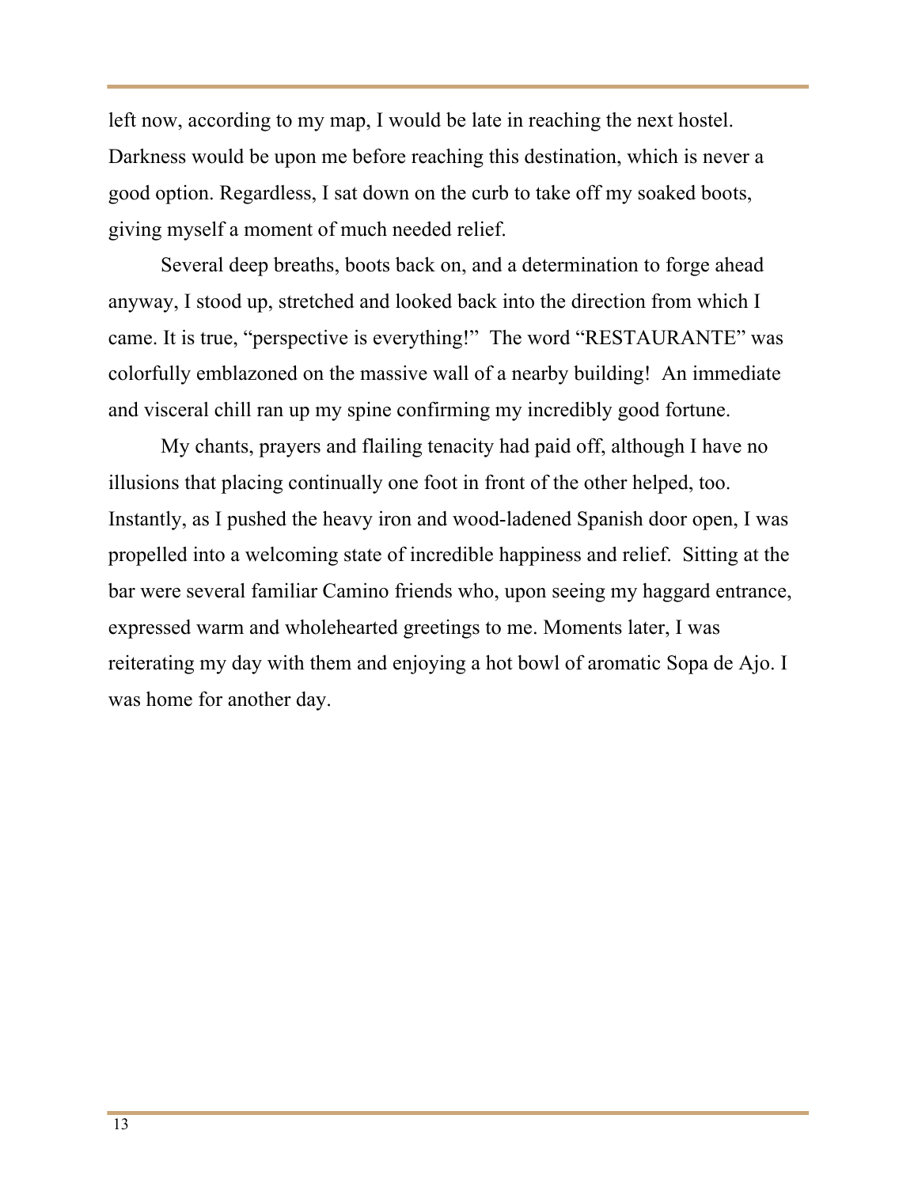left now, according to my map, I would be late in reaching the next hostel. Darkness would be upon me before reaching this destination, which is never a good option. Regardless, I sat down on the curb to take off my soaked boots, giving myself a moment of much needed relief.

Several deep breaths, boots back on, and a determination to forge ahead anyway, I stood up, stretched and looked back into the direction from which I came. It is true, "perspective is everything!" The word "RESTAURANTE" was colorfully emblazoned on the massive wall of a nearby building! An immediate and visceral chill ran up my spine confirming my incredibly good fortune.

My chants, prayers and flailing tenacity had paid off, although I have no illusions that placing continually one foot in front of the other helped, too. Instantly, as I pushed the heavy iron and wood-ladened Spanish door open, I was propelled into a welcoming state of incredible happiness and relief. Sitting at the bar were several familiar Camino friends who, upon seeing my haggard entrance, expressed warm and wholehearted greetings to me. Moments later, I was reiterating my day with them and enjoying a hot bowl of aromatic Sopa de Ajo. I was home for another day.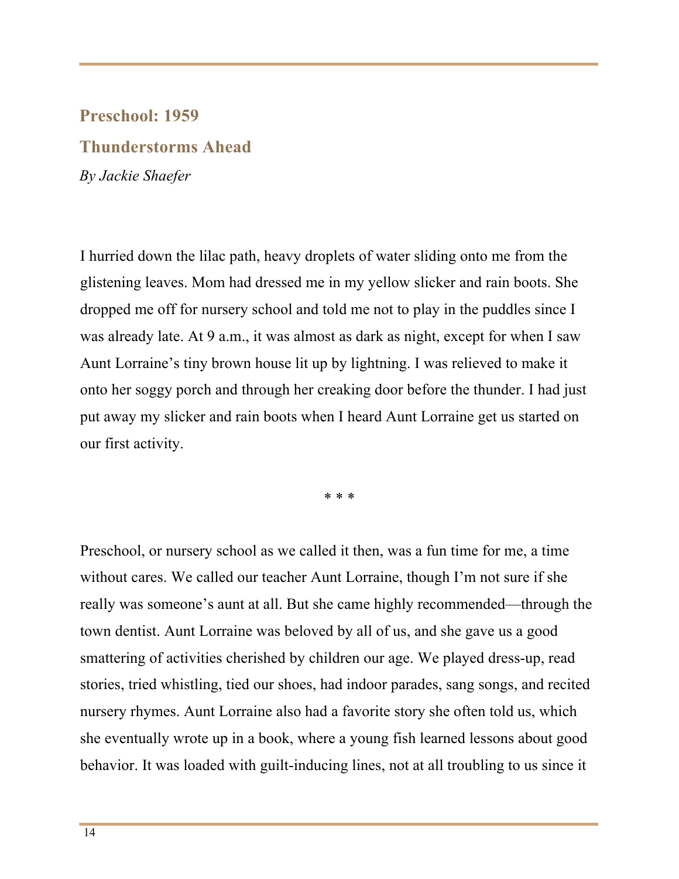## Preschool: 1959

## Thunderstorms Ahead

*By Jackie Shaefer*

I hurried down the lilac path, heavy droplets of water sliding onto me from the glistening leaves. Mom had dressed me in my yellow slicker and rain boots. She dropped me off for nursery school and told me not to play in the puddles since I was already late. At 9 a.m., it was almost as dark as night, except for when I saw Aunt Lorraine's tiny brown house lit up by lightning. I was relieved to make it onto her soggy porch and through her creaking door before the thunder. I had just put away my slicker and rain boots when I heard Aunt Lorraine get us started on our first activity.

* * *

Preschool, or nursery school as we called it then, was a fun time for me, a time without cares. We called our teacher Aunt Lorraine, though I'm not sure if she really was someone's aunt at all. But she came highly recommended—through the town dentist. Aunt Lorraine was beloved by all of us, and she gave us a good smattering of activities cherished by children our age. We played dress-up, read stories, tried whistling, tied our shoes, had indoor parades, sang songs, and recited nursery rhymes. Aunt Lorraine also had a favorite story she often told us, which she eventually wrote up in a book, where a young fish learned lessons about good behavior. It was loaded with guilt-inducing lines, not at all troubling to us since it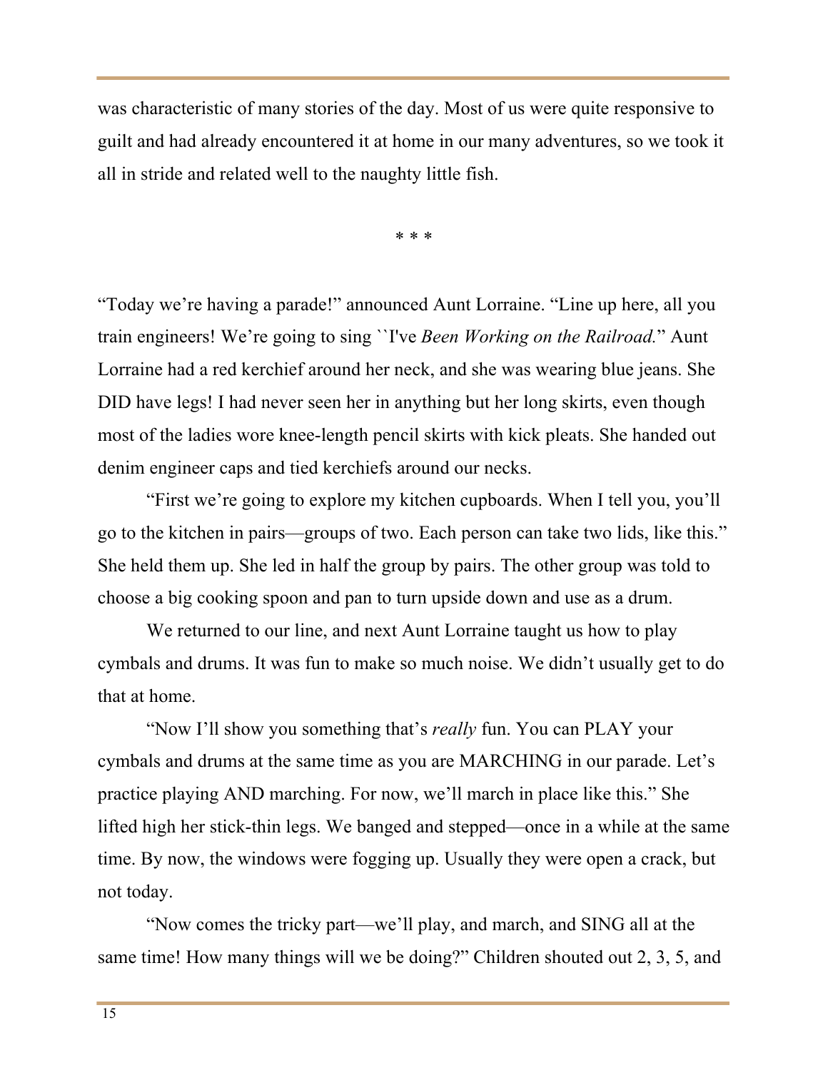was characteristic of many stories of the day. Most of us were quite responsive to guilt and had already encountered it at home in our many adventures, so we took it all in stride and related well to the naughty little fish.

\* \* \*

"Today we're having a parade!" announced Aunt Lorraine. "Line up here, all you train engineers! We're going to sing ``I've *Been Working on the Railroad.*" Aunt Lorraine had a red kerchief around her neck, and she was wearing blue jeans. She DID have legs! I had never seen her in anything but her long skirts, even though most of the ladies wore knee-length pencil skirts with kick pleats. She handed out denim engineer caps and tied kerchiefs around our necks.

"First we're going to explore my kitchen cupboards. When I tell you, you'll go to the kitchen in pairs—groups of two. Each person can take two lids, like this." She held them up. She led in half the group by pairs. The other group was told to choose a big cooking spoon and pan to turn upside down and use as a drum.

We returned to our line, and next Aunt Lorraine taught us how to play cymbals and drums. It was fun to make so much noise. We didn't usually get to do that at home.

"Now I'll show you something that's *really* fun. You can PLAY your cymbals and drums at the same time as you are MARCHING in our parade. Let's practice playing AND marching. For now, we'll march in place like this." She lifted high her stick-thin legs. We banged and stepped—once in a while at the same time. By now, the windows were fogging up. Usually they were open a crack, but not today.

"Now comes the tricky part—we'll play, and march, and SING all at the same time! How many things will we be doing?" Children shouted out 2, 3, 5, and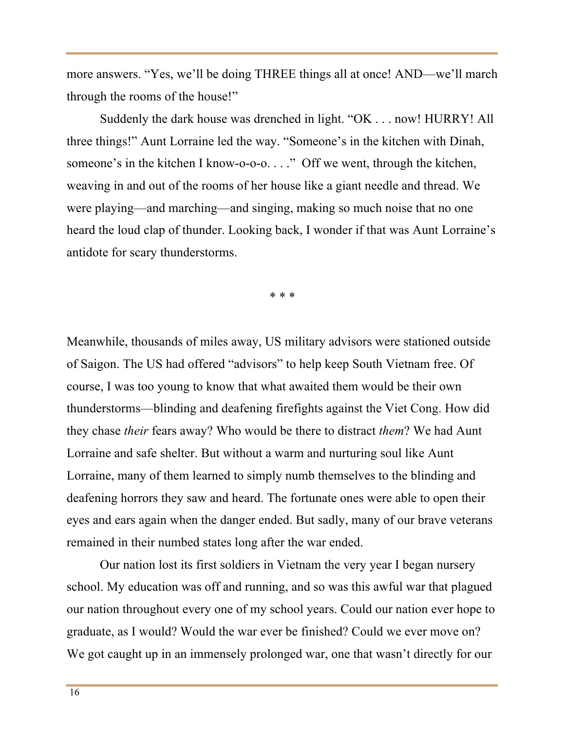more answers. "Yes, we'll be doing THREE things all at once! AND—we'll march through the rooms of the house!"

Suddenly the dark house was drenched in light. "OK . . . now! HURRY! All three things!" Aunt Lorraine led the way. "Someone's in the kitchen with Dinah, someone's in the kitchen I know-o-o-o. . . ." Off we went, through the kitchen, weaving in and out of the rooms of her house like a giant needle and thread. We were playing—and marching—and singing, making so much noise that no one heard the loud clap of thunder. Looking back, I wonder if that was Aunt Lorraine's antidote for scary thunderstorms.

* * *

Meanwhile, thousands of miles away, US military advisors were stationed outside of Saigon. The US had offered "advisors" to help keep South Vietnam free. Of course, I was too young to know that what awaited them would be their own thunderstorms—blinding and deafening firefights against the Viet Cong. How did they chase *their* fears away? Who would be there to distract *them*? We had Aunt Lorraine and safe shelter. But without a warm and nurturing soul like Aunt Lorraine, many of them learned to simply numb themselves to the blinding and deafening horrors they saw and heard. The fortunate ones were able to open their eyes and ears again when the danger ended. But sadly, many of our brave veterans remained in their numbed states long after the war ended.

Our nation lost its first soldiers in Vietnam the very year I began nursery school. My education was off and running, and so was this awful war that plagued our nation throughout every one of my school years. Could our nation ever hope to graduate, as I would? Would the war ever be finished? Could we ever move on? We got caught up in an immensely prolonged war, one that wasn't directly for our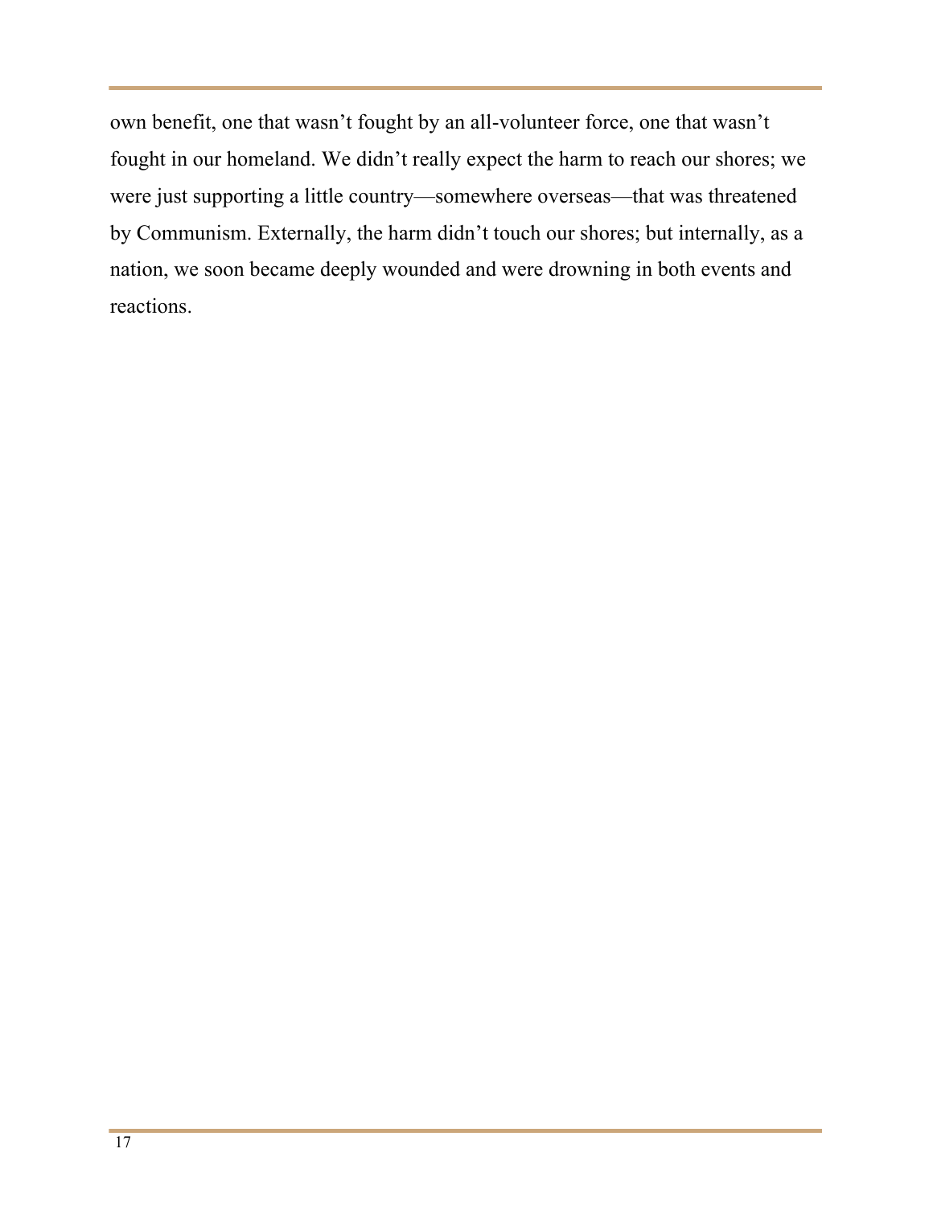own benefit, one that wasn't fought by an all-volunteer force, one that wasn't fought in our homeland. We didn't really expect the harm to reach our shores; we were just supporting a little country—somewhere overseas—that was threatened by Communism. Externally, the harm didn't touch our shores; but internally, as a nation, we soon became deeply wounded and were drowning in both events and reactions.